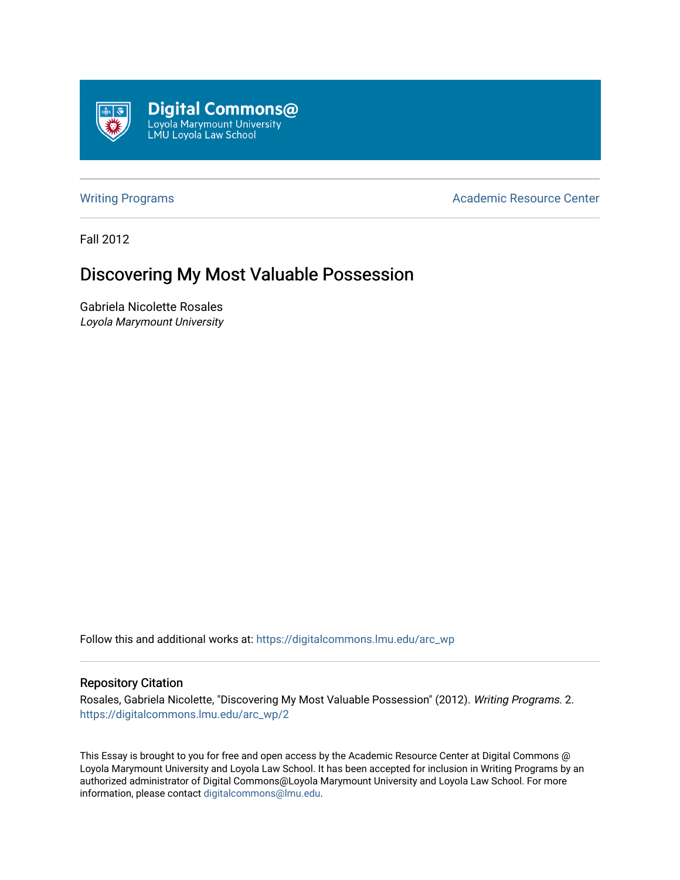Digital Commons@
Loyola Marymount University
LMU Loyola Law School

Writing Programs | Academic Resource Center

Fall 2012

# Discovering My Most Valuable Possession

Gabriela Nicolette Rosales
*Loyola Marymount University*

Follow this and additional works at: https://digitalcommons.lmu.edu/arc_wp

## Repository Citation

Rosales, Gabriela Nicolette, "Discovering My Most Valuable Possession" (2012). *Writing Programs*. 2.
https://digitalcommons.lmu.edu/arc_wp/2

This Essay is brought to you for free and open access by the Academic Resource Center at Digital Commons @ Loyola Marymount University and Loyola Law School. It has been accepted for inclusion in Writing Programs by an authorized administrator of Digital Commons@Loyola Marymount University and Loyola Law School. For more information, please contact digitalcommons@lmu.edu.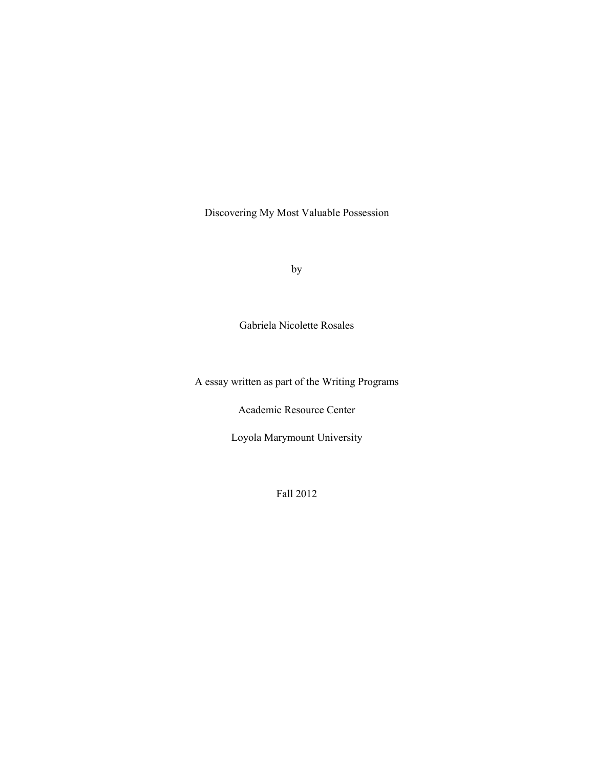Discovering My Most Valuable Possession

by

Gabriela Nicolette Rosales

A essay written as part of the Writing Programs

Academic Resource Center

Loyola Marymount University

Fall 2012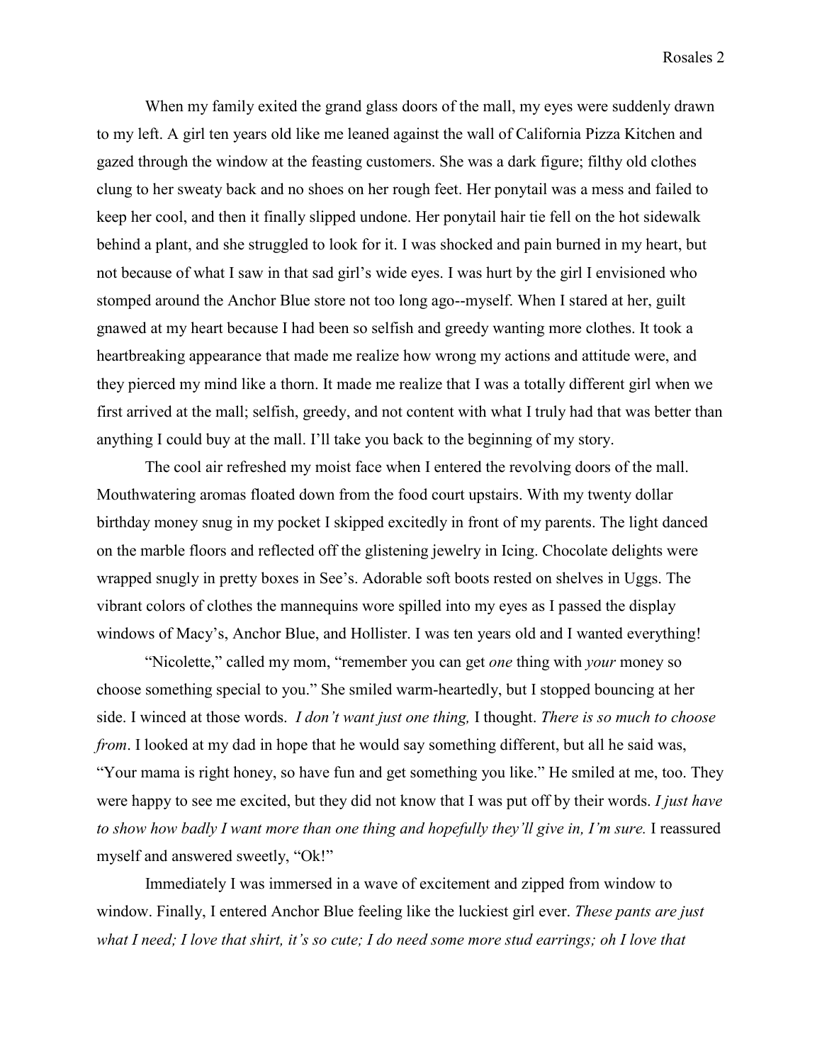When my family exited the grand glass doors of the mall, my eyes were suddenly drawn to my left. A girl ten years old like me leaned against the wall of California Pizza Kitchen and gazed through the window at the feasting customers. She was a dark figure; filthy old clothes clung to her sweaty back and no shoes on her rough feet. Her ponytail was a mess and failed to keep her cool, and then it finally slipped undone. Her ponytail hair tie fell on the hot sidewalk behind a plant, and she struggled to look for it. I was shocked and pain burned in my heart, but not because of what I saw in that sad girl's wide eyes. I was hurt by the girl I envisioned who stomped around the Anchor Blue store not too long ago--myself. When I stared at her, guilt gnawed at my heart because I had been so selfish and greedy wanting more clothes. It took a heartbreaking appearance that made me realize how wrong my actions and attitude were, and they pierced my mind like a thorn. It made me realize that I was a totally different girl when we first arrived at the mall; selfish, greedy, and not content with what I truly had that was better than anything I could buy at the mall. I'll take you back to the beginning of my story.

The cool air refreshed my moist face when I entered the revolving doors of the mall. Mouthwatering aromas floated down from the food court upstairs. With my twenty dollar birthday money snug in my pocket I skipped excitedly in front of my parents. The light danced on the marble floors and reflected off the glistening jewelry in Icing. Chocolate delights were wrapped snugly in pretty boxes in See's. Adorable soft boots rested on shelves in Uggs. The vibrant colors of clothes the mannequins wore spilled into my eyes as I passed the display windows of Macy's, Anchor Blue, and Hollister. I was ten years old and I wanted everything!

"Nicolette," called my mom, "remember you can get *one* thing with *your* money so choose something special to you." She smiled warm-heartedly, but I stopped bouncing at her side. I winced at those words. *I don't want just one thing,* I thought. *There is so much to choose from*. I looked at my dad in hope that he would say something different, but all he said was, "Your mama is right honey, so have fun and get something you like." He smiled at me, too. They were happy to see me excited, but they did not know that I was put off by their words. *I just have to show how badly I want more than one thing and hopefully they'll give in, I'm sure.* I reassured myself and answered sweetly, "Ok!"

Immediately I was immersed in a wave of excitement and zipped from window to window. Finally, I entered Anchor Blue feeling like the luckiest girl ever. *These pants are just what I need; I love that shirt, it's so cute; I do need some more stud earrings; oh I love that*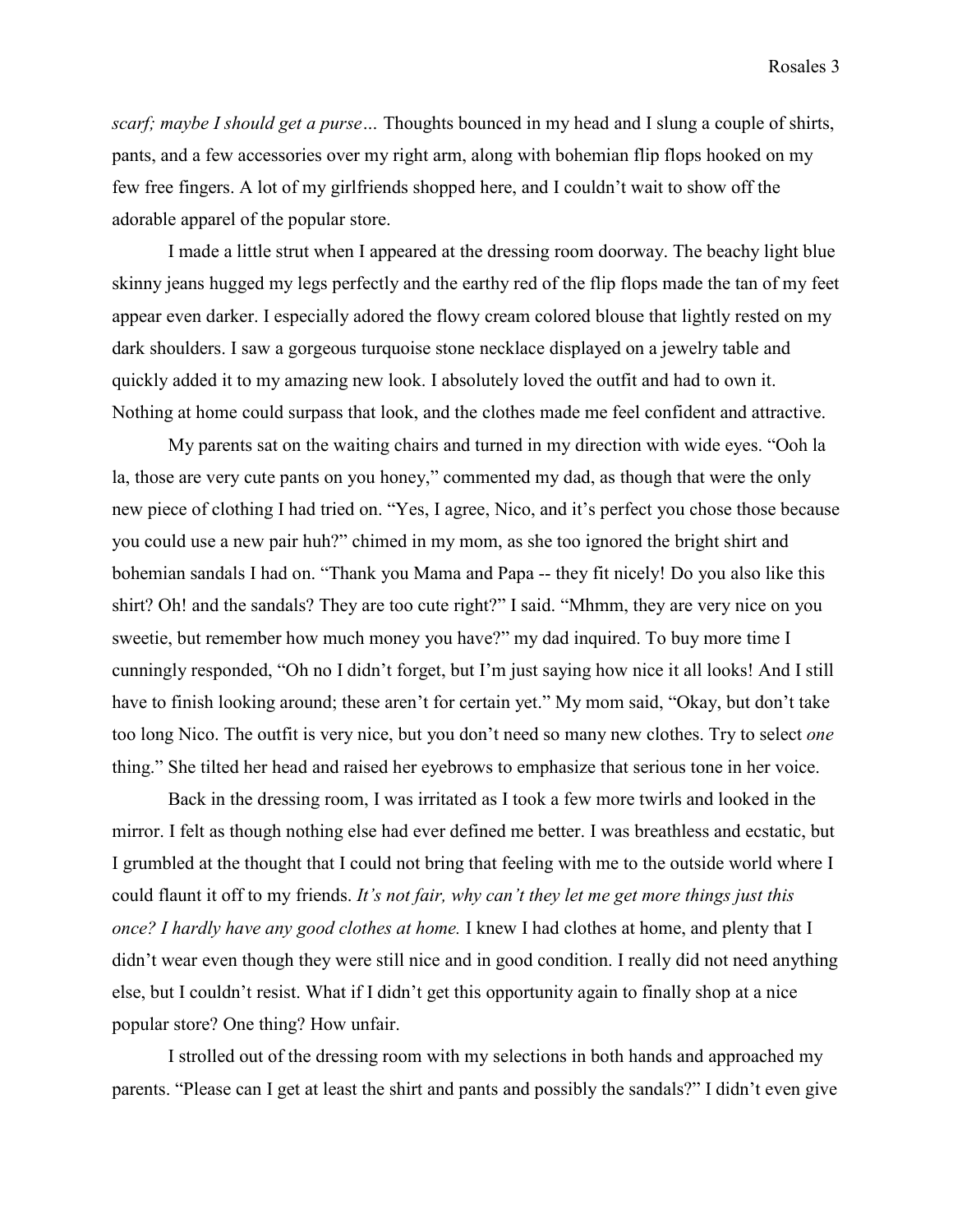*scarf; maybe I should get a purse…* Thoughts bounced in my head and I slung a couple of shirts, pants, and a few accessories over my right arm, along with bohemian flip flops hooked on my few free fingers. A lot of my girlfriends shopped here, and I couldn't wait to show off the adorable apparel of the popular store.

I made a little strut when I appeared at the dressing room doorway. The beachy light blue skinny jeans hugged my legs perfectly and the earthy red of the flip flops made the tan of my feet appear even darker. I especially adored the flowy cream colored blouse that lightly rested on my dark shoulders. I saw a gorgeous turquoise stone necklace displayed on a jewelry table and quickly added it to my amazing new look. I absolutely loved the outfit and had to own it. Nothing at home could surpass that look, and the clothes made me feel confident and attractive.

My parents sat on the waiting chairs and turned in my direction with wide eyes. "Ooh la la, those are very cute pants on you honey," commented my dad, as though that were the only new piece of clothing I had tried on. "Yes, I agree, Nico, and it's perfect you chose those because you could use a new pair huh?" chimed in my mom, as she too ignored the bright shirt and bohemian sandals I had on. "Thank you Mama and Papa -- they fit nicely! Do you also like this shirt? Oh! and the sandals? They are too cute right?" I said. "Mhmm, they are very nice on you sweetie, but remember how much money you have?" my dad inquired. To buy more time I cunningly responded, "Oh no I didn't forget, but I'm just saying how nice it all looks! And I still have to finish looking around; these aren't for certain yet." My mom said, "Okay, but don't take too long Nico. The outfit is very nice, but you don't need so many new clothes. Try to select *one* thing." She tilted her head and raised her eyebrows to emphasize that serious tone in her voice.

Back in the dressing room, I was irritated as I took a few more twirls and looked in the mirror. I felt as though nothing else had ever defined me better. I was breathless and ecstatic, but I grumbled at the thought that I could not bring that feeling with me to the outside world where I could flaunt it off to my friends. *It's not fair, why can't they let me get more things just this once? I hardly have any good clothes at home.* I knew I had clothes at home, and plenty that I didn't wear even though they were still nice and in good condition. I really did not need anything else, but I couldn't resist. What if I didn't get this opportunity again to finally shop at a nice popular store? One thing? How unfair.

I strolled out of the dressing room with my selections in both hands and approached my parents. "Please can I get at least the shirt and pants and possibly the sandals?" I didn't even give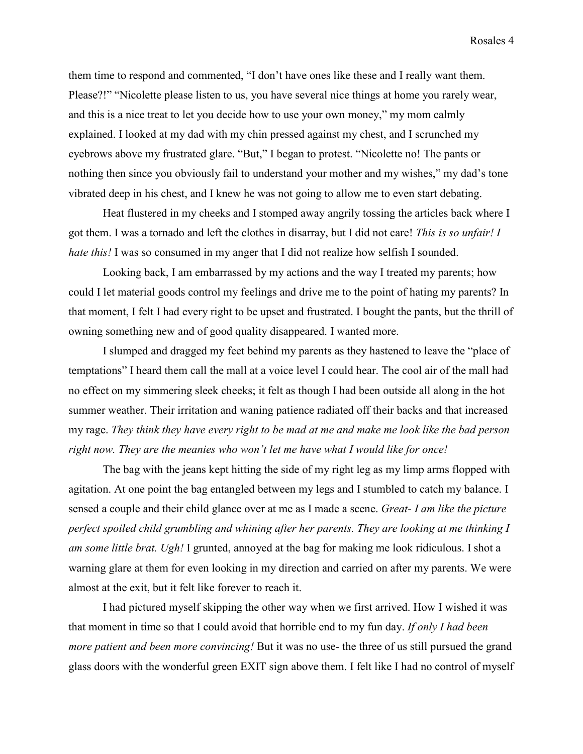them time to respond and commented, "I don't have ones like these and I really want them. Please?!" "Nicolette please listen to us, you have several nice things at home you rarely wear, and this is a nice treat to let you decide how to use your own money," my mom calmly explained. I looked at my dad with my chin pressed against my chest, and I scrunched my eyebrows above my frustrated glare. "But," I began to protest. "Nicolette no! The pants or nothing then since you obviously fail to understand your mother and my wishes," my dad's tone vibrated deep in his chest, and I knew he was not going to allow me to even start debating.

Heat flustered in my cheeks and I stomped away angrily tossing the articles back where I got them. I was a tornado and left the clothes in disarray, but I did not care! *This is so unfair! I hate this!* I was so consumed in my anger that I did not realize how selfish I sounded.

Looking back, I am embarrassed by my actions and the way I treated my parents; how could I let material goods control my feelings and drive me to the point of hating my parents? In that moment, I felt I had every right to be upset and frustrated. I bought the pants, but the thrill of owning something new and of good quality disappeared. I wanted more.

I slumped and dragged my feet behind my parents as they hastened to leave the "place of temptations" I heard them call the mall at a voice level I could hear. The cool air of the mall had no effect on my simmering sleek cheeks; it felt as though I had been outside all along in the hot summer weather. Their irritation and waning patience radiated off their backs and that increased my rage. *They think they have every right to be mad at me and make me look like the bad person right now. They are the meanies who won't let me have what I would like for once!*

The bag with the jeans kept hitting the side of my right leg as my limp arms flopped with agitation. At one point the bag entangled between my legs and I stumbled to catch my balance. I sensed a couple and their child glance over at me as I made a scene. *Great- I am like the picture perfect spoiled child grumbling and whining after her parents. They are looking at me thinking I am some little brat. Ugh!* I grunted, annoyed at the bag for making me look ridiculous. I shot a warning glare at them for even looking in my direction and carried on after my parents. We were almost at the exit, but it felt like forever to reach it.

I had pictured myself skipping the other way when we first arrived. How I wished it was that moment in time so that I could avoid that horrible end to my fun day. *If only I had been more patient and been more convincing!* But it was no use- the three of us still pursued the grand glass doors with the wonderful green EXIT sign above them. I felt like I had no control of myself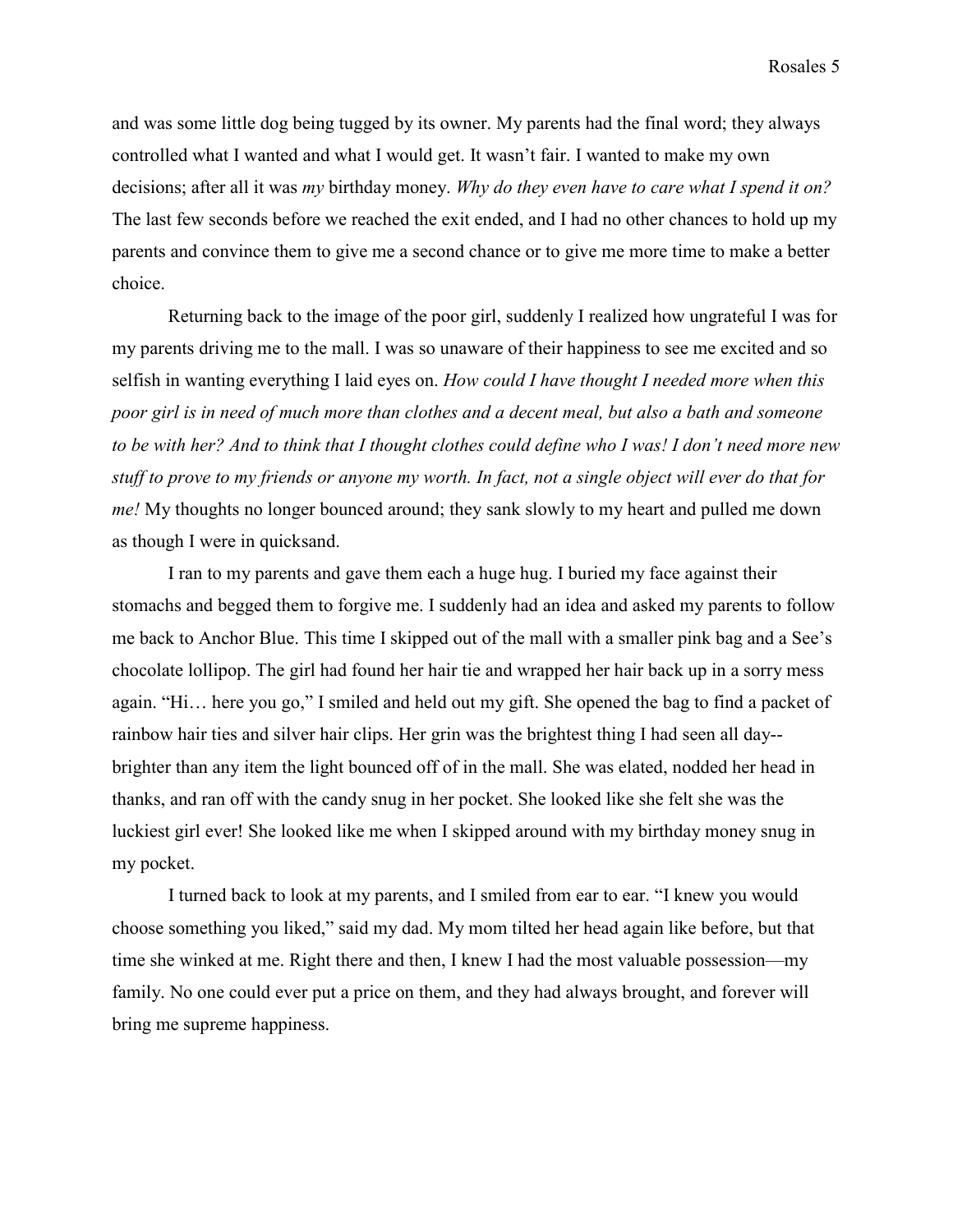and was some little dog being tugged by its owner. My parents had the final word; they always controlled what I wanted and what I would get. It wasn't fair. I wanted to make my own decisions; after all it was *my* birthday money. *Why do they even have to care what I spend it on?* The last few seconds before we reached the exit ended, and I had no other chances to hold up my parents and convince them to give me a second chance or to give me more time to make a better choice.

Returning back to the image of the poor girl, suddenly I realized how ungrateful I was for my parents driving me to the mall. I was so unaware of their happiness to see me excited and so selfish in wanting everything I laid eyes on. *How could I have thought I needed more when this poor girl is in need of much more than clothes and a decent meal, but also a bath and someone to be with her? And to think that I thought clothes could define who I was! I don't need more new stuff to prove to my friends or anyone my worth. In fact, not a single object will ever do that for me!* My thoughts no longer bounced around; they sank slowly to my heart and pulled me down as though I were in quicksand.

I ran to my parents and gave them each a huge hug. I buried my face against their stomachs and begged them to forgive me. I suddenly had an idea and asked my parents to follow me back to Anchor Blue. This time I skipped out of the mall with a smaller pink bag and a See's chocolate lollipop. The girl had found her hair tie and wrapped her hair back up in a sorry mess again. "Hi… here you go," I smiled and held out my gift. She opened the bag to find a packet of rainbow hair ties and silver hair clips. Her grin was the brightest thing I had seen all day--brighter than any item the light bounced off of in the mall. She was elated, nodded her head in thanks, and ran off with the candy snug in her pocket. She looked like she felt she was the luckiest girl ever! She looked like me when I skipped around with my birthday money snug in my pocket.

I turned back to look at my parents, and I smiled from ear to ear. "I knew you would choose something you liked," said my dad. My mom tilted her head again like before, but that time she winked at me. Right there and then, I knew I had the most valuable possession—my family. No one could ever put a price on them, and they had always brought, and forever will bring me supreme happiness.